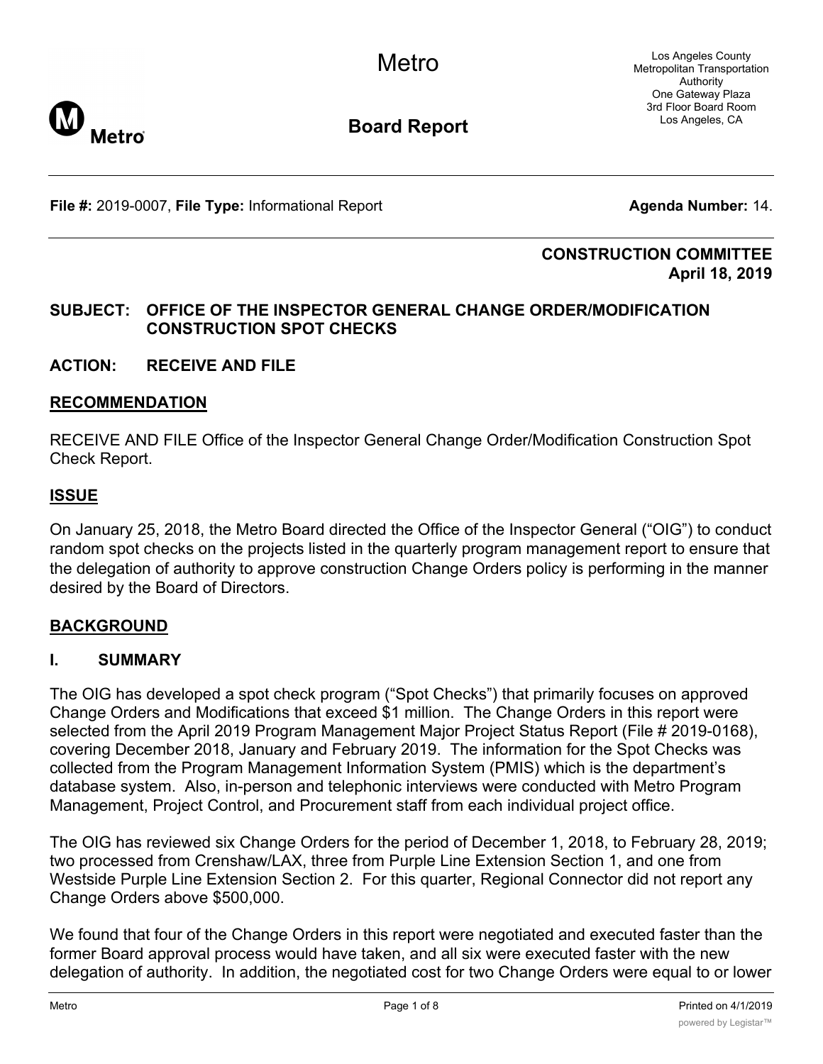Metro

Los Angeles County Metropolitan Transportation Authority
One Gateway Plaza
3rd Floor Board Room
Los Angeles, CA

**Board Report**

**File #:** 2019-0007, **File Type:** Informational Report **Agenda Number:** 14.

**CONSTRUCTION COMMITTEE**
**April 18, 2019**

**SUBJECT: OFFICE OF THE INSPECTOR GENERAL CHANGE ORDER/MODIFICATION CONSTRUCTION SPOT CHECKS**

**ACTION: RECEIVE AND FILE**

## RECOMMENDATION

RECEIVE AND FILE Office of the Inspector General Change Order/Modification Construction Spot Check Report.

## ISSUE

On January 25, 2018, the Metro Board directed the Office of the Inspector General ("OIG") to conduct random spot checks on the projects listed in the quarterly program management report to ensure that the delegation of authority to approve construction Change Orders policy is performing in the manner desired by the Board of Directors.

## BACKGROUND

### I. SUMMARY

The OIG has developed a spot check program ("Spot Checks") that primarily focuses on approved Change Orders and Modifications that exceed $1 million. The Change Orders in this report were selected from the April 2019 Program Management Major Project Status Report (File # 2019-0168), covering December 2018, January and February 2019. The information for the Spot Checks was collected from the Program Management Information System (PMIS) which is the department's database system. Also, in-person and telephonic interviews were conducted with Metro Program Management, Project Control, and Procurement staff from each individual project office.

The OIG has reviewed six Change Orders for the period of December 1, 2018, to February 28, 2019; two processed from Crenshaw/LAX, three from Purple Line Extension Section 1, and one from Westside Purple Line Extension Section 2. For this quarter, Regional Connector did not report any Change Orders above $500,000.

We found that four of the Change Orders in this report were negotiated and executed faster than the former Board approval process would have taken, and all six were executed faster with the new delegation of authority. In addition, the negotiated cost for two Change Orders were equal to or lower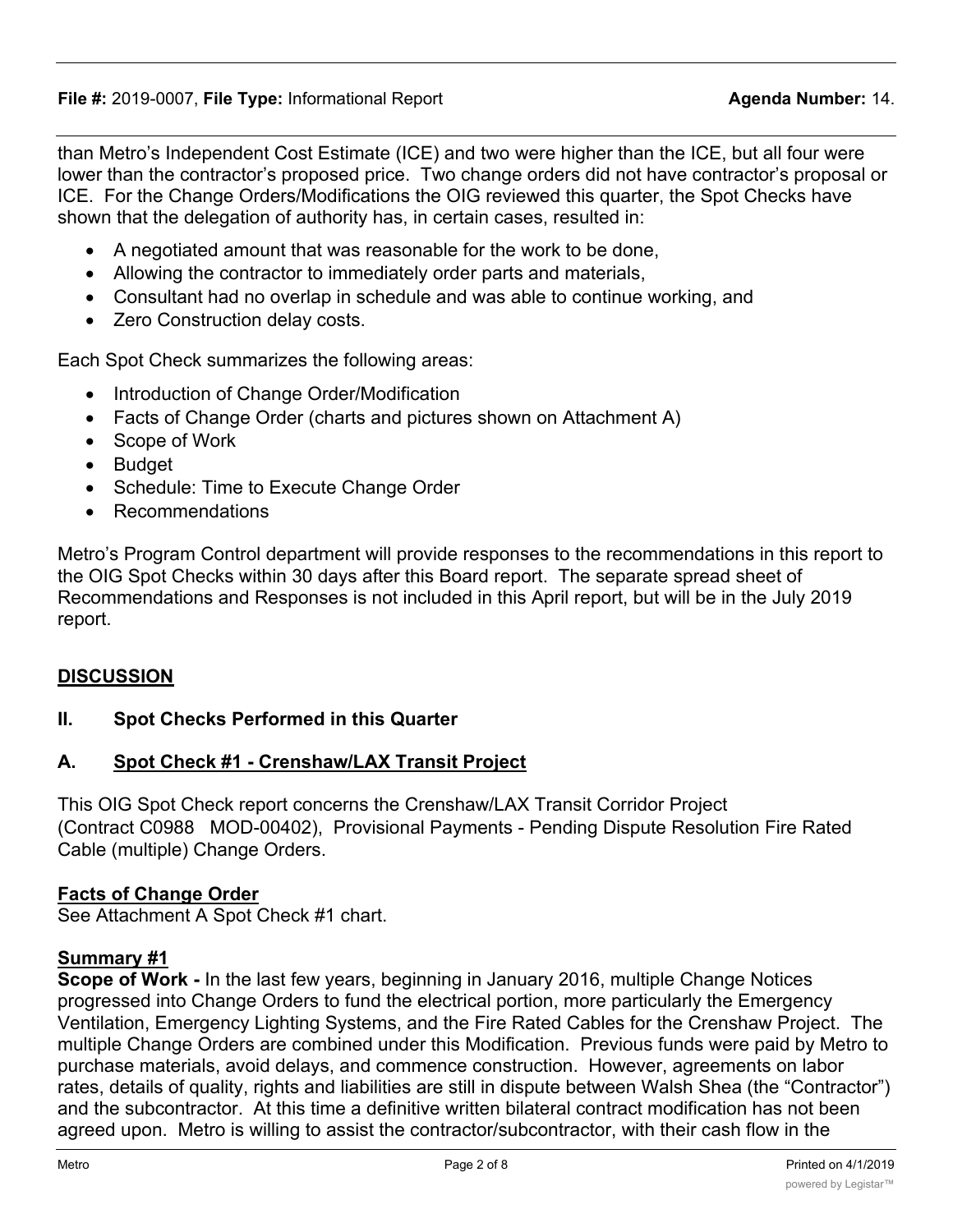than Metro's Independent Cost Estimate (ICE) and two were higher than the ICE, but all four were lower than the contractor's proposed price. Two change orders did not have contractor's proposal or ICE. For the Change Orders/Modifications the OIG reviewed this quarter, the Spot Checks have shown that the delegation of authority has, in certain cases, resulted in:

- A negotiated amount that was reasonable for the work to be done,
- Allowing the contractor to immediately order parts and materials,
- Consultant had no overlap in schedule and was able to continue working, and
- Zero Construction delay costs.

Each Spot Check summarizes the following areas:

- Introduction of Change Order/Modification
- Facts of Change Order (charts and pictures shown on Attachment A)
- Scope of Work
- Budget
- Schedule: Time to Execute Change Order
- Recommendations

Metro's Program Control department will provide responses to the recommendations in this report to the OIG Spot Checks within 30 days after this Board report. The separate spread sheet of Recommendations and Responses is not included in this April report, but will be in the July 2019 report.

## DISCUSSION

### II. Spot Checks Performed in this Quarter

### A. Spot Check #1 - Crenshaw/LAX Transit Project

This OIG Spot Check report concerns the Crenshaw/LAX Transit Corridor Project (Contract C0988 MOD-00402), Provisional Payments - Pending Dispute Resolution Fire Rated Cable (multiple) Change Orders.

**Facts of Change Order**
See Attachment A Spot Check #1 chart.

**Summary #1**
**Scope of Work -** In the last few years, beginning in January 2016, multiple Change Notices progressed into Change Orders to fund the electrical portion, more particularly the Emergency Ventilation, Emergency Lighting Systems, and the Fire Rated Cables for the Crenshaw Project. The multiple Change Orders are combined under this Modification. Previous funds were paid by Metro to purchase materials, avoid delays, and commence construction. However, agreements on labor rates, details of quality, rights and liabilities are still in dispute between Walsh Shea (the "Contractor") and the subcontractor. At this time a definitive written bilateral contract modification has not been agreed upon. Metro is willing to assist the contractor/subcontractor, with their cash flow in the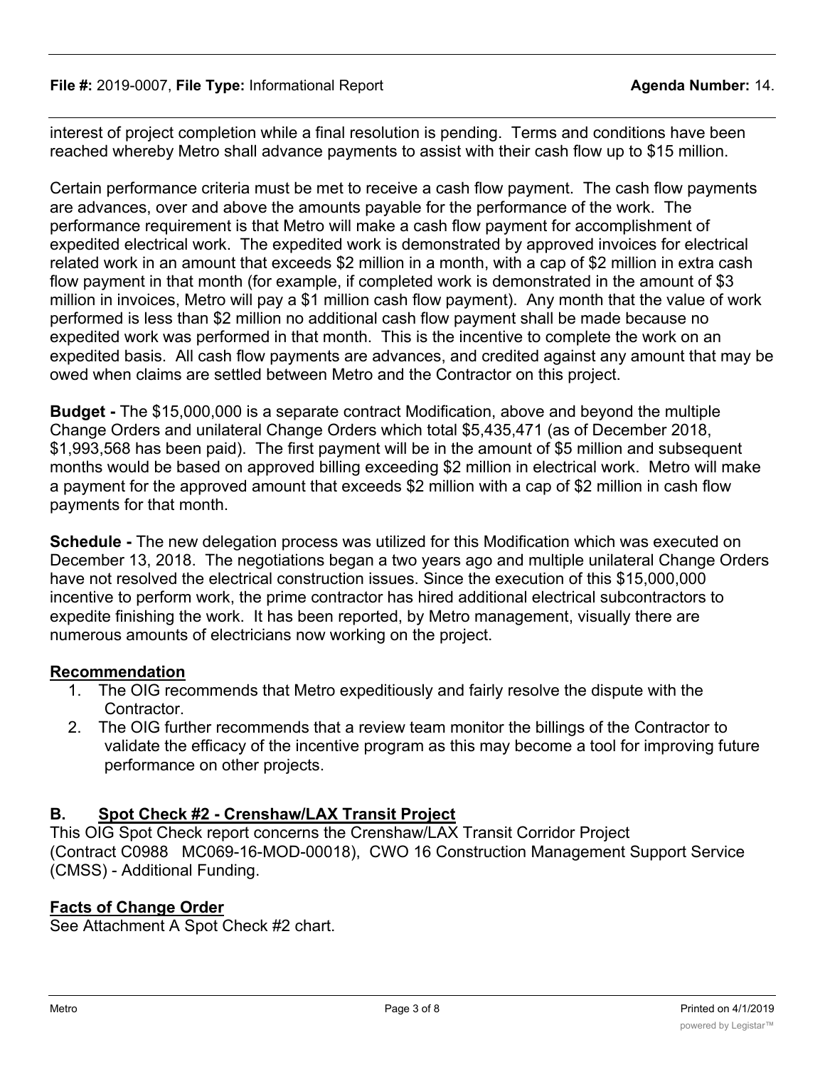interest of project completion while a final resolution is pending. Terms and conditions have been reached whereby Metro shall advance payments to assist with their cash flow up to $15 million.

Certain performance criteria must be met to receive a cash flow payment. The cash flow payments are advances, over and above the amounts payable for the performance of the work. The performance requirement is that Metro will make a cash flow payment for accomplishment of expedited electrical work. The expedited work is demonstrated by approved invoices for electrical related work in an amount that exceeds $2 million in a month, with a cap of $2 million in extra cash flow payment in that month (for example, if completed work is demonstrated in the amount of $3 million in invoices, Metro will pay a $1 million cash flow payment). Any month that the value of work performed is less than $2 million no additional cash flow payment shall be made because no expedited work was performed in that month. This is the incentive to complete the work on an expedited basis. All cash flow payments are advances, and credited against any amount that may be owed when claims are settled between Metro and the Contractor on this project.

**Budget -** The $15,000,000 is a separate contract Modification, above and beyond the multiple Change Orders and unilateral Change Orders which total $5,435,471 (as of December 2018, $1,993,568 has been paid). The first payment will be in the amount of $5 million and subsequent months would be based on approved billing exceeding $2 million in electrical work. Metro will make a payment for the approved amount that exceeds $2 million with a cap of $2 million in cash flow payments for that month.

**Schedule -** The new delegation process was utilized for this Modification which was executed on December 13, 2018. The negotiations began a two years ago and multiple unilateral Change Orders have not resolved the electrical construction issues. Since the execution of this $15,000,000 incentive to perform work, the prime contractor has hired additional electrical subcontractors to expedite finishing the work. It has been reported, by Metro management, visually there are numerous amounts of electricians now working on the project.

## Recommendation

1. The OIG recommends that Metro expeditiously and fairly resolve the dispute with the Contractor.
2. The OIG further recommends that a review team monitor the billings of the Contractor to validate the efficacy of the incentive program as this may become a tool for improving future performance on other projects.

## B. Spot Check #2 - Crenshaw/LAX Transit Project

This OIG Spot Check report concerns the Crenshaw/LAX Transit Corridor Project (Contract C0988 MC069-16-MOD-00018), CWO 16 Construction Management Support Service (CMSS) - Additional Funding.

### Facts of Change Order

See Attachment A Spot Check #2 chart.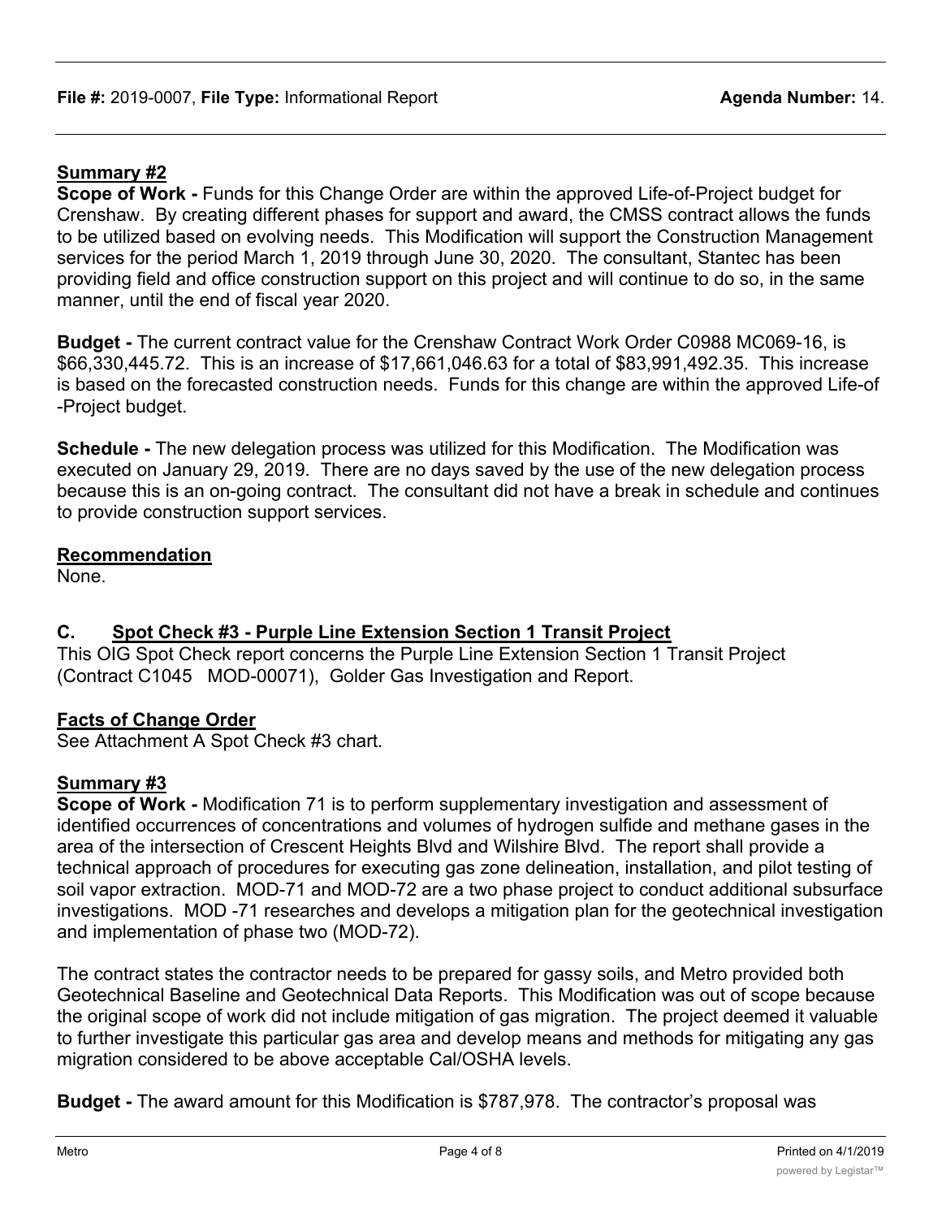**Summary #2**

**Scope of Work -** Funds for this Change Order are within the approved Life-of-Project budget for Crenshaw. By creating different phases for support and award, the CMSS contract allows the funds to be utilized based on evolving needs. This Modification will support the Construction Management services for the period March 1, 2019 through June 30, 2020. The consultant, Stantec has been providing field and office construction support on this project and will continue to do so, in the same manner, until the end of fiscal year 2020.

**Budget -** The current contract value for the Crenshaw Contract Work Order C0988 MC069-16, is $66,330,445.72. This is an increase of $17,661,046.63 for a total of $83,991,492.35. This increase is based on the forecasted construction needs. Funds for this change are within the approved Life-of -Project budget.

**Schedule -** The new delegation process was utilized for this Modification. The Modification was executed on January 29, 2019. There are no days saved by the use of the new delegation process because this is an on-going contract. The consultant did not have a break in schedule and continues to provide construction support services.

**Recommendation**

None.

## C. Spot Check #3 - Purple Line Extension Section 1 Transit Project

This OIG Spot Check report concerns the Purple Line Extension Section 1 Transit Project (Contract C1045 MOD-00071), Golder Gas Investigation and Report.

**Facts of Change Order**

See Attachment A Spot Check #3 chart.

**Summary #3**

**Scope of Work -** Modification 71 is to perform supplementary investigation and assessment of identified occurrences of concentrations and volumes of hydrogen sulfide and methane gases in the area of the intersection of Crescent Heights Blvd and Wilshire Blvd. The report shall provide a technical approach of procedures for executing gas zone delineation, installation, and pilot testing of soil vapor extraction. MOD-71 and MOD-72 are a two phase project to conduct additional subsurface investigations. MOD -71 researches and develops a mitigation plan for the geotechnical investigation and implementation of phase two (MOD-72).

The contract states the contractor needs to be prepared for gassy soils, and Metro provided both Geotechnical Baseline and Geotechnical Data Reports. This Modification was out of scope because the original scope of work did not include mitigation of gas migration. The project deemed it valuable to further investigate this particular gas area and develop means and methods for mitigating any gas migration considered to be above acceptable Cal/OSHA levels.

**Budget -** The award amount for this Modification is $787,978. The contractor's proposal was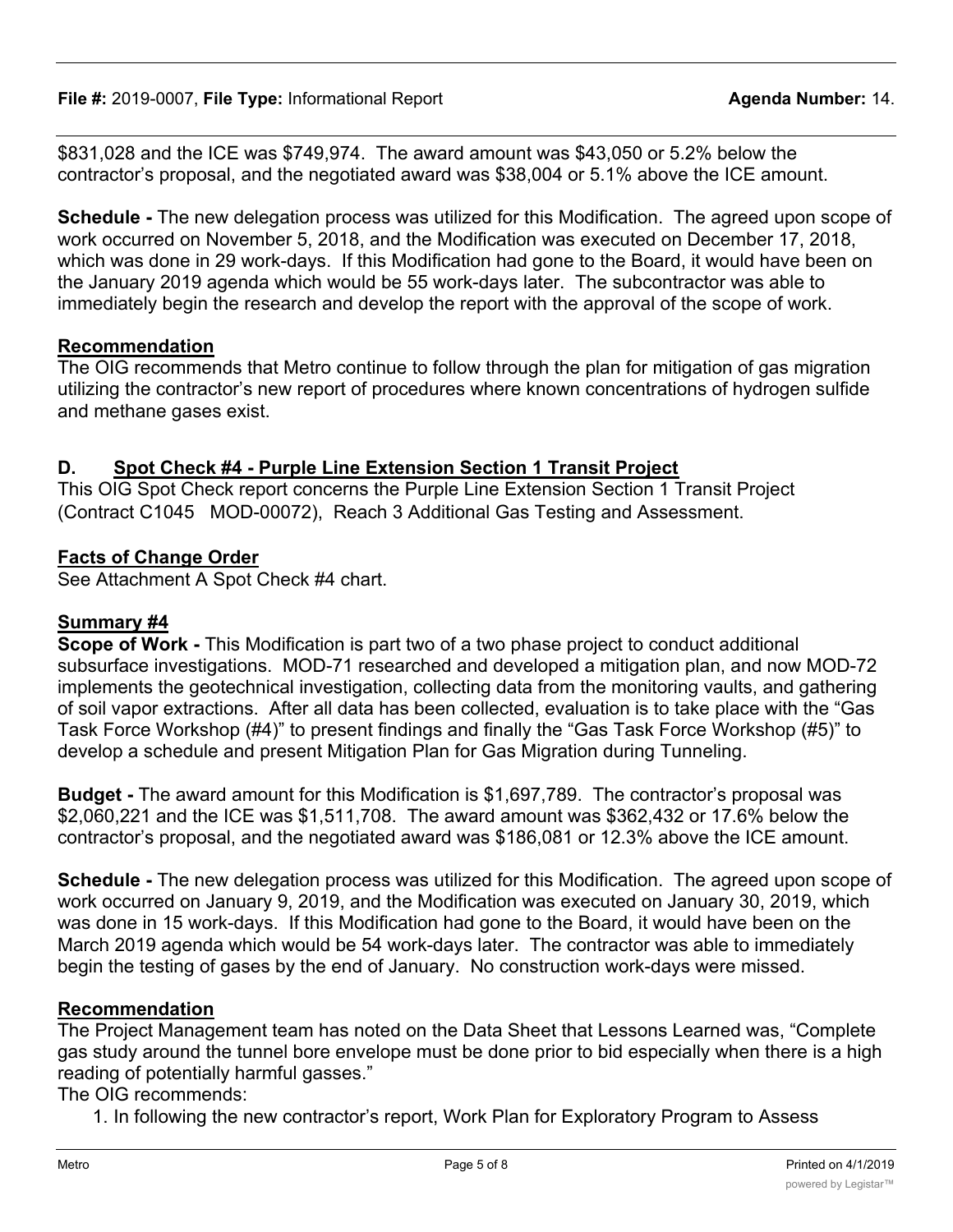$831,028 and the ICE was $749,974. The award amount was $43,050 or 5.2% below the contractor's proposal, and the negotiated award was $38,004 or 5.1% above the ICE amount.

**Schedule -** The new delegation process was utilized for this Modification. The agreed upon scope of work occurred on November 5, 2018, and the Modification was executed on December 17, 2018, which was done in 29 work-days. If this Modification had gone to the Board, it would have been on the January 2019 agenda which would be 55 work-days later. The subcontractor was able to immediately begin the research and develop the report with the approval of the scope of work.

**Recommendation**

The OIG recommends that Metro continue to follow through the plan for mitigation of gas migration utilizing the contractor's new report of procedures where known concentrations of hydrogen sulfide and methane gases exist.

## D. Spot Check #4 - Purple Line Extension Section 1 Transit Project

This OIG Spot Check report concerns the Purple Line Extension Section 1 Transit Project (Contract C1045 MOD-00072), Reach 3 Additional Gas Testing and Assessment.

**Facts of Change Order**

See Attachment A Spot Check #4 chart.

**Summary #4**

**Scope of Work -** This Modification is part two of a two phase project to conduct additional subsurface investigations. MOD-71 researched and developed a mitigation plan, and now MOD-72 implements the geotechnical investigation, collecting data from the monitoring vaults, and gathering of soil vapor extractions. After all data has been collected, evaluation is to take place with the "Gas Task Force Workshop (#4)" to present findings and finally the "Gas Task Force Workshop (#5)" to develop a schedule and present Mitigation Plan for Gas Migration during Tunneling.

**Budget -** The award amount for this Modification is $1,697,789. The contractor's proposal was $2,060,221 and the ICE was $1,511,708. The award amount was $362,432 or 17.6% below the contractor's proposal, and the negotiated award was $186,081 or 12.3% above the ICE amount.

**Schedule -** The new delegation process was utilized for this Modification. The agreed upon scope of work occurred on January 9, 2019, and the Modification was executed on January 30, 2019, which was done in 15 work-days. If this Modification had gone to the Board, it would have been on the March 2019 agenda which would be 54 work-days later. The contractor was able to immediately begin the testing of gases by the end of January. No construction work-days were missed.

**Recommendation**

The Project Management team has noted on the Data Sheet that Lessons Learned was, "Complete gas study around the tunnel bore envelope must be done prior to bid especially when there is a high reading of potentially harmful gasses."

The OIG recommends:

1. In following the new contractor's report, Work Plan for Exploratory Program to Assess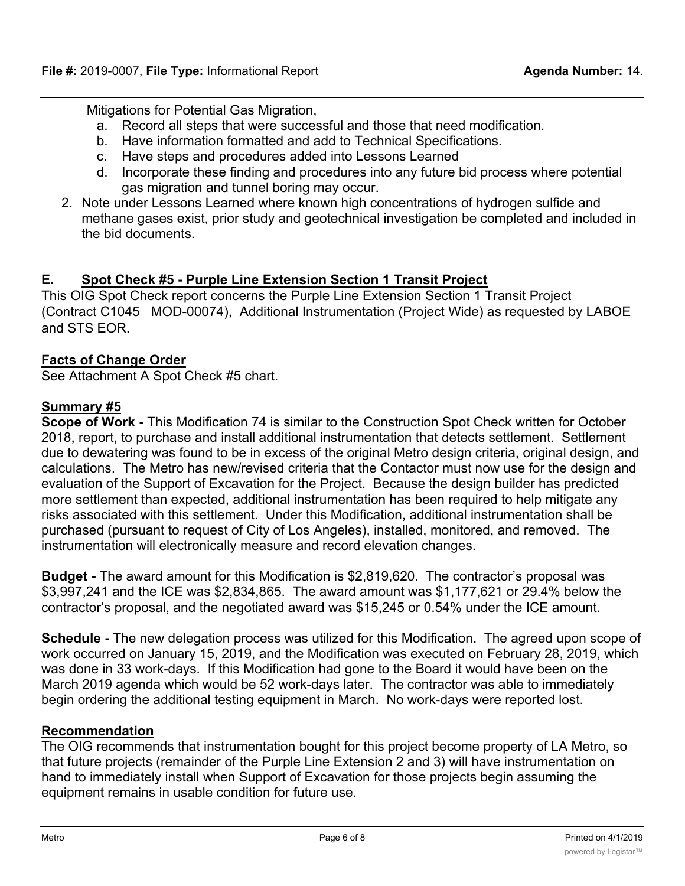Mitigations for Potential Gas Migration,

   a. Record all steps that were successful and those that need modification.
   b. Have information formatted and add to Technical Specifications.
   c. Have steps and procedures added into Lessons Learned
   d. Incorporate these finding and procedures into any future bid process where potential gas migration and tunnel boring may occur.

2. Note under Lessons Learned where known high concentrations of hydrogen sulfide and methane gases exist, prior study and geotechnical investigation be completed and included in the bid documents.

## E. Spot Check #5 - Purple Line Extension Section 1 Transit Project

This OIG Spot Check report concerns the Purple Line Extension Section 1 Transit Project (Contract C1045 MOD-00074), Additional Instrumentation (Project Wide) as requested by LABOE and STS EOR.

### Facts of Change Order

See Attachment A Spot Check #5 chart.

### Summary #5

**Scope of Work -** This Modification 74 is similar to the Construction Spot Check written for October 2018, report, to purchase and install additional instrumentation that detects settlement. Settlement due to dewatering was found to be in excess of the original Metro design criteria, original design, and calculations. The Metro has new/revised criteria that the Contactor must now use for the design and evaluation of the Support of Excavation for the Project. Because the design builder has predicted more settlement than expected, additional instrumentation has been required to help mitigate any risks associated with this settlement. Under this Modification, additional instrumentation shall be purchased (pursuant to request of City of Los Angeles), installed, monitored, and removed. The instrumentation will electronically measure and record elevation changes.

**Budget -** The award amount for this Modification is $2,819,620. The contractor's proposal was $3,997,241 and the ICE was $2,834,865. The award amount was $1,177,621 or 29.4% below the contractor's proposal, and the negotiated award was $15,245 or 0.54% under the ICE amount.

**Schedule -** The new delegation process was utilized for this Modification. The agreed upon scope of work occurred on January 15, 2019, and the Modification was executed on February 28, 2019, which was done in 33 work-days. If this Modification had gone to the Board it would have been on the March 2019 agenda which would be 52 work-days later. The contractor was able to immediately begin ordering the additional testing equipment in March. No work-days were reported lost.

### Recommendation

The OIG recommends that instrumentation bought for this project become property of LA Metro, so that future projects (remainder of the Purple Line Extension 2 and 3) will have instrumentation on hand to immediately install when Support of Excavation for those projects begin assuming the equipment remains in usable condition for future use.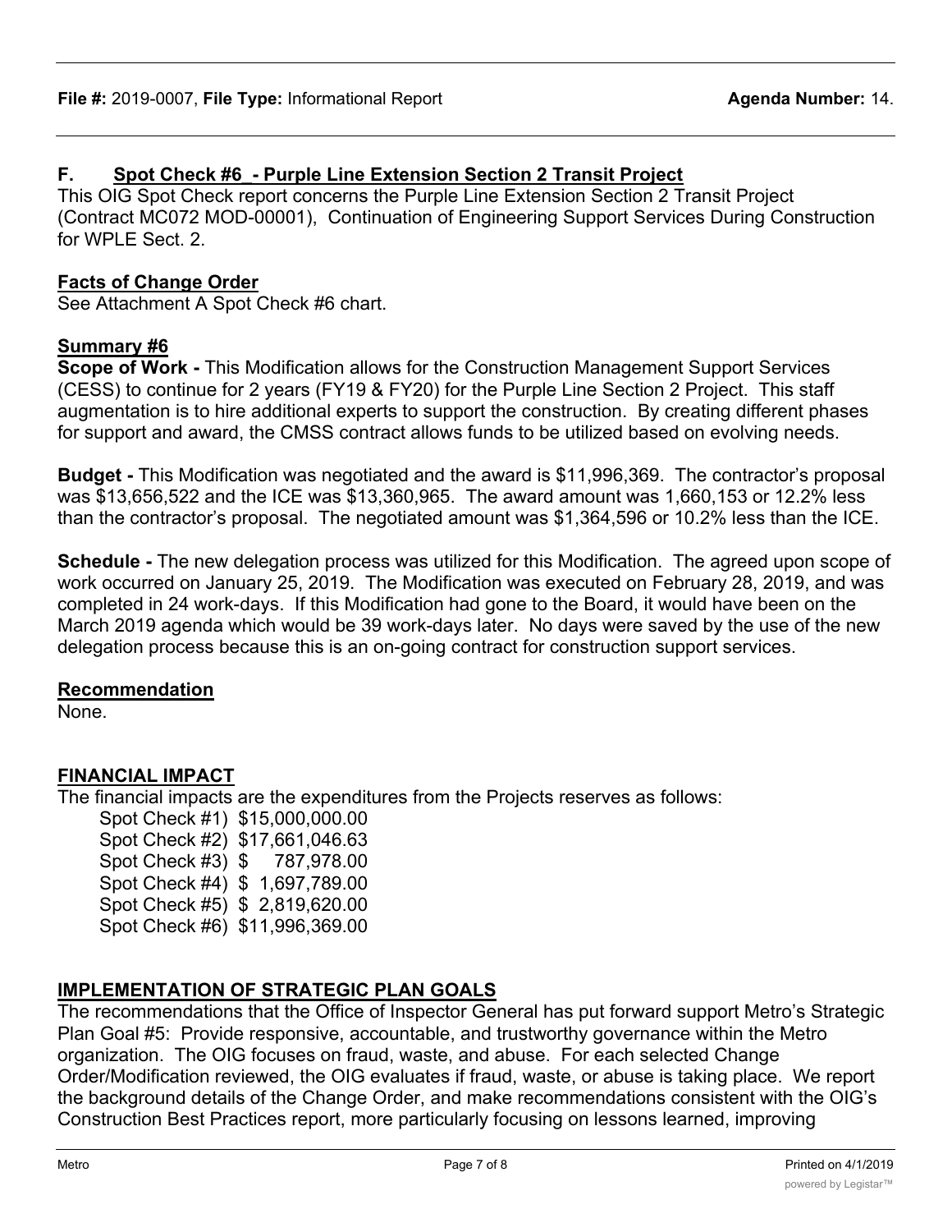## F. Spot Check #6 - Purple Line Extension Section 2 Transit Project

This OIG Spot Check report concerns the Purple Line Extension Section 2 Transit Project (Contract MC072 MOD-00001), Continuation of Engineering Support Services During Construction for WPLE Sect. 2.

### Facts of Change Order

See Attachment A Spot Check #6 chart.

### Summary #6

**Scope of Work -** This Modification allows for the Construction Management Support Services (CESS) to continue for 2 years (FY19 & FY20) for the Purple Line Section 2 Project. This staff augmentation is to hire additional experts to support the construction. By creating different phases for support and award, the CMSS contract allows funds to be utilized based on evolving needs.

**Budget -** This Modification was negotiated and the award is $11,996,369. The contractor's proposal was $13,656,522 and the ICE was $13,360,965. The award amount was 1,660,153 or 12.2% less than the contractor's proposal. The negotiated amount was $1,364,596 or 10.2% less than the ICE.

**Schedule -** The new delegation process was utilized for this Modification. The agreed upon scope of work occurred on January 25, 2019. The Modification was executed on February 28, 2019, and was completed in 24 work-days. If this Modification had gone to the Board, it would have been on the March 2019 agenda which would be 39 work-days later. No days were saved by the use of the new delegation process because this is an on-going contract for construction support services.

### Recommendation

None.

## FINANCIAL IMPACT

The financial impacts are the expenditures from the Projects reserves as follows:

Spot Check #1) $15,000,000.00
Spot Check #2) $17,661,046.63
Spot Check #3) $ 787,978.00
Spot Check #4) $ 1,697,789.00
Spot Check #5) $ 2,819,620.00
Spot Check #6) $11,996,369.00

## IMPLEMENTATION OF STRATEGIC PLAN GOALS

The recommendations that the Office of Inspector General has put forward support Metro's Strategic Plan Goal #5: Provide responsive, accountable, and trustworthy governance within the Metro organization. The OIG focuses on fraud, waste, and abuse. For each selected Change Order/Modification reviewed, the OIG evaluates if fraud, waste, or abuse is taking place. We report the background details of the Change Order, and make recommendations consistent with the OIG's Construction Best Practices report, more particularly focusing on lessons learned, improving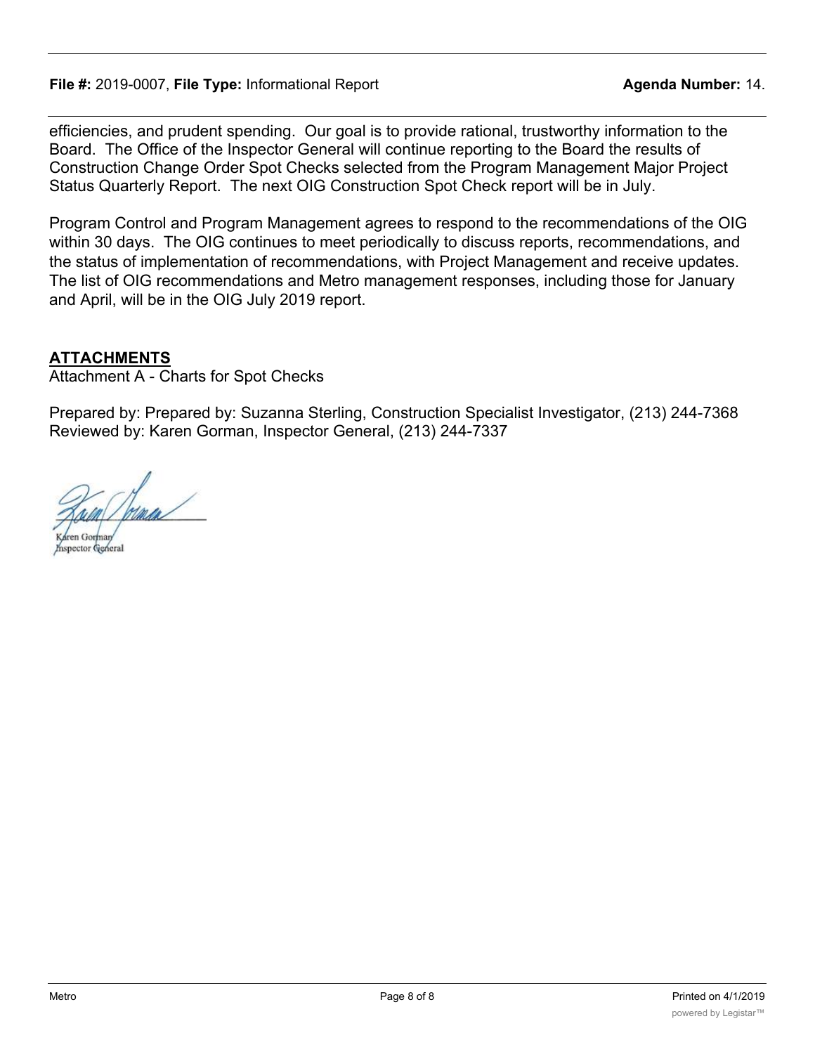efficiencies, and prudent spending. Our goal is to provide rational, trustworthy information to the Board. The Office of the Inspector General will continue reporting to the Board the results of Construction Change Order Spot Checks selected from the Program Management Major Project Status Quarterly Report. The next OIG Construction Spot Check report will be in July.

Program Control and Program Management agrees to respond to the recommendations of the OIG within 30 days. The OIG continues to meet periodically to discuss reports, recommendations, and the status of implementation of recommendations, with Project Management and receive updates. The list of OIG recommendations and Metro management responses, including those for January and April, will be in the OIG July 2019 report.

## ATTACHMENTS

Attachment A - Charts for Spot Checks

Prepared by: Prepared by: Suzanna Sterling, Construction Specialist Investigator, (213) 244-7368
Reviewed by: Karen Gorman, Inspector General, (213) 244-7337

Karen Gorman
Inspector General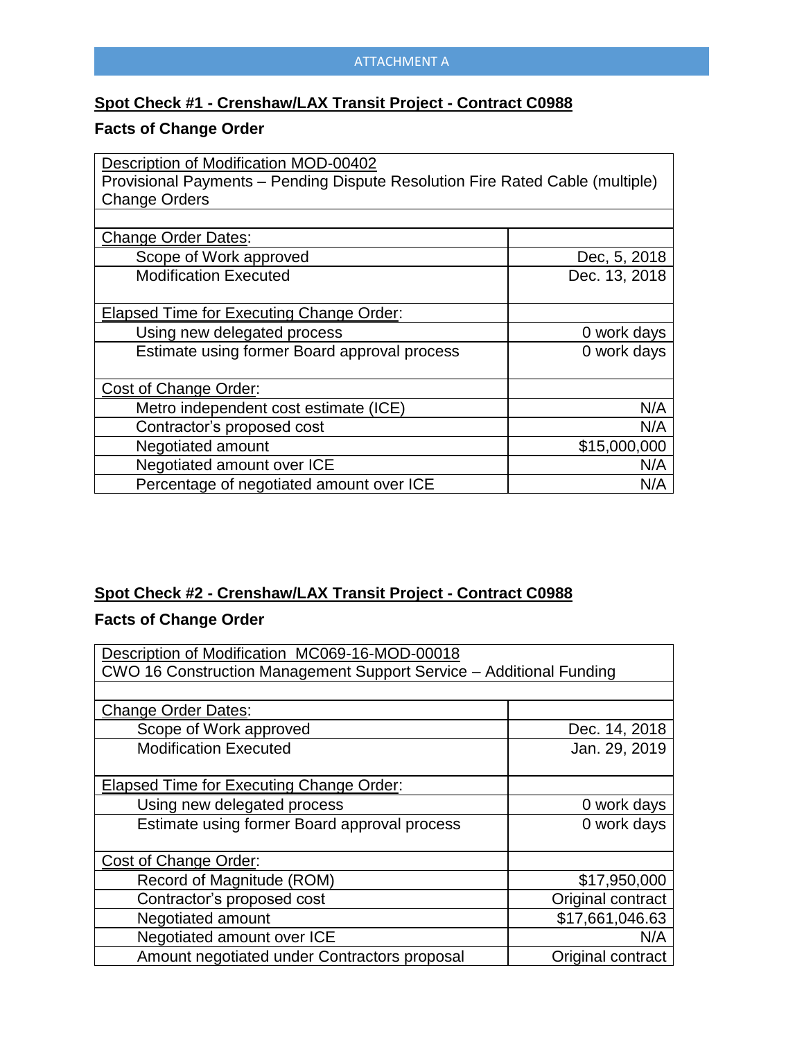ATTACHMENT A

## Spot Check #1 - Crenshaw/LAX Transit Project - Contract C0988

### Facts of Change Order

| | |
|---|---|
| Description of Modification MOD-00402<br>Provisional Payments – Pending Dispute Resolution Fire Rated Cable (multiple) Change Orders | |
| | |
| Change Order Dates: | |
| Scope of Work approved | Dec, 5, 2018 |
| Modification Executed | Dec. 13, 2018 |
| Elapsed Time for Executing Change Order: | |
| Using new delegated process | 0 work days |
| Estimate using former Board approval process | 0 work days |
| Cost of Change Order: | |
| Metro independent cost estimate (ICE) | N/A |
| Contractor's proposed cost | N/A |
| Negotiated amount | $15,000,000 |
| Negotiated amount over ICE | N/A |
| Percentage of negotiated amount over ICE | N/A |

## Spot Check #2 - Crenshaw/LAX Transit Project - Contract C0988

### Facts of Change Order

| | |
|---|---|
| Description of Modification MC069-16-MOD-00018<br>CWO 16 Construction Management Support Service – Additional Funding | |
| | |
| Change Order Dates: | |
| Scope of Work approved | Dec. 14, 2018 |
| Modification Executed | Jan. 29, 2019 |
| Elapsed Time for Executing Change Order: | |
| Using new delegated process | 0 work days |
| Estimate using former Board approval process | 0 work days |
| Cost of Change Order: | |
| Record of Magnitude (ROM) | $17,950,000 |
| Contractor's proposed cost | Original contract |
| Negotiated amount | $17,661,046.63 |
| Negotiated amount over ICE | N/A |
| Amount negotiated under Contractors proposal | Original contract |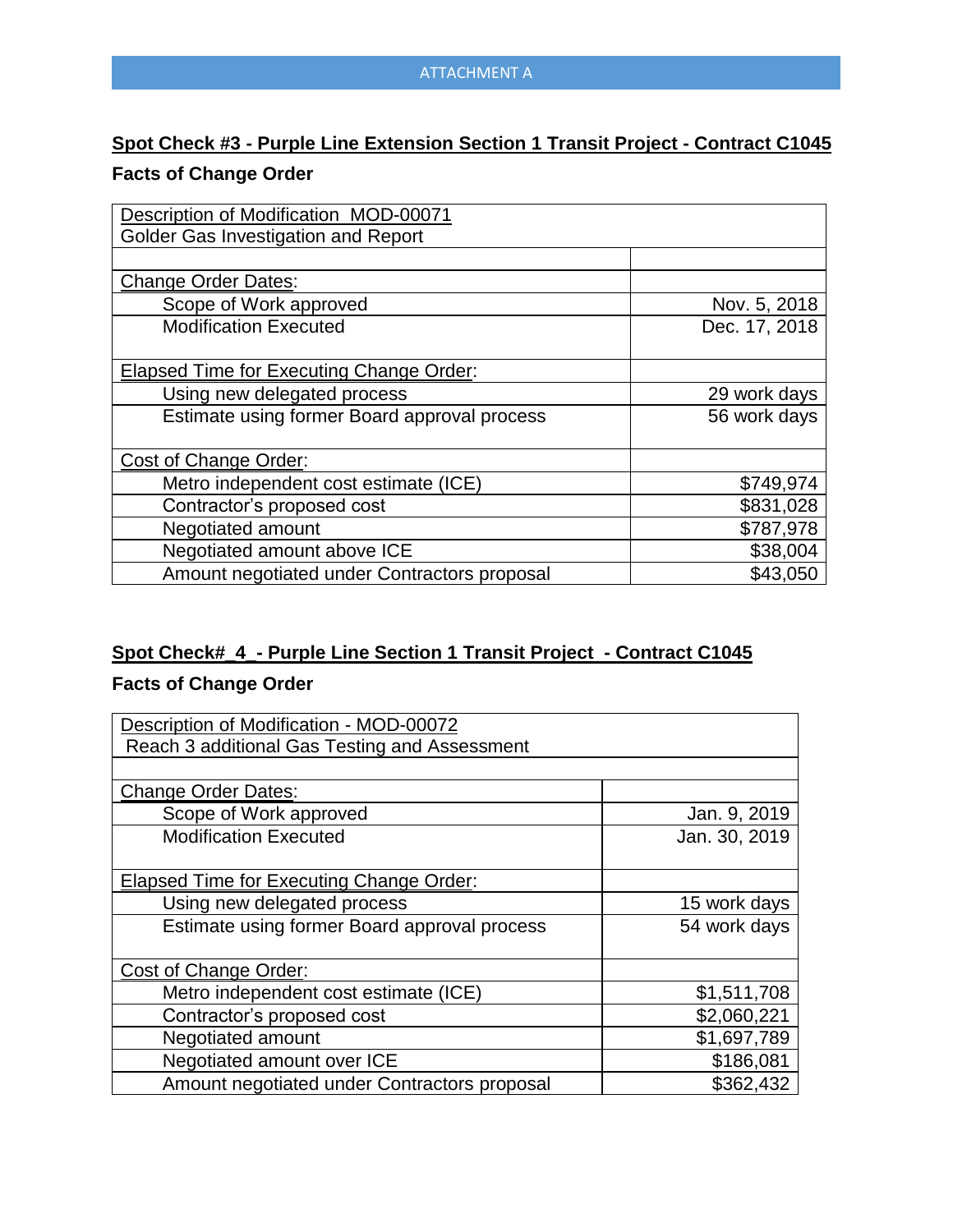ATTACHMENT A

**Spot Check #3 - Purple Line Extension Section 1 Transit Project - Contract C1045**

**Facts of Change Order**

| | |
|---|---|
| Description of Modification MOD-00071<br>Golder Gas Investigation and Report | |
| | |
| Change Order Dates: | |
| Scope of Work approved | Nov. 5, 2018 |
| Modification Executed | Dec. 17, 2018 |
| Elapsed Time for Executing Change Order: | |
| Using new delegated process | 29 work days |
| Estimate using former Board approval process | 56 work days |
| Cost of Change Order: | |
| Metro independent cost estimate (ICE) | $749,974 |
| Contractor's proposed cost | $831,028 |
| Negotiated amount | $787,978 |
| Negotiated amount above ICE | $38,004 |
| Amount negotiated under Contractors proposal | $43,050 |

**Spot Check#_4_- Purple Line Section 1 Transit Project - Contract C1045**

**Facts of Change Order**

| | |
|---|---|
| Description of Modification - MOD-00072<br>Reach 3 additional Gas Testing and Assessment | |
| | |
| Change Order Dates: | |
| Scope of Work approved | Jan. 9, 2019 |
| Modification Executed | Jan. 30, 2019 |
| Elapsed Time for Executing Change Order: | |
| Using new delegated process | 15 work days |
| Estimate using former Board approval process | 54 work days |
| Cost of Change Order: | |
| Metro independent cost estimate (ICE) | $1,511,708 |
| Contractor's proposed cost | $2,060,221 |
| Negotiated amount | $1,697,789 |
| Negotiated amount over ICE | $186,081 |
| Amount negotiated under Contractors proposal | $362,432 |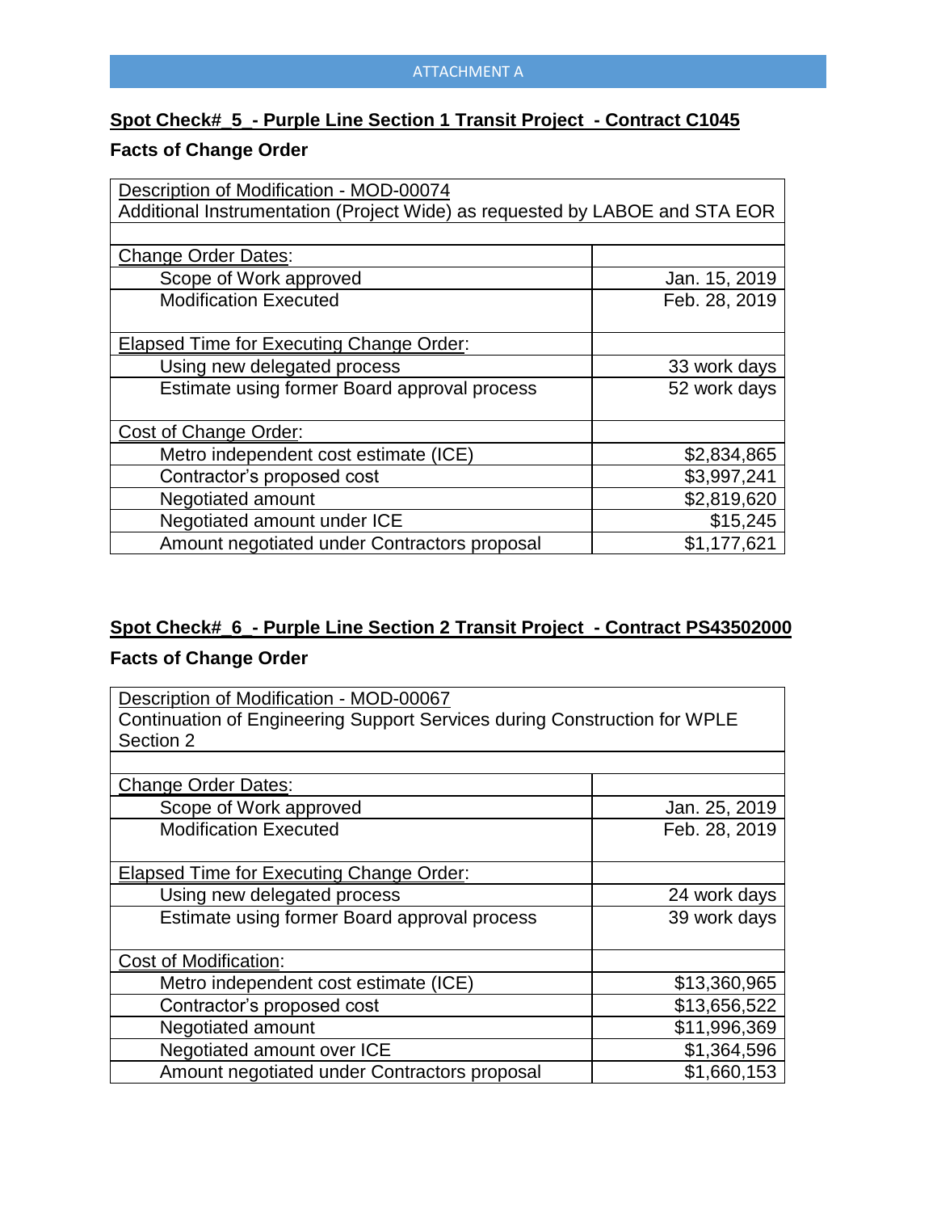ATTACHMENT A

**Spot Check#_5_- Purple Line Section 1 Transit Project - Contract C1045**

**Facts of Change Order**

| | |
|---|---|
| Description of Modification - MOD-00074<br>Additional Instrumentation (Project Wide) as requested by LABOE and STA EOR | |
| | |
| Change Order Dates: | |
| Scope of Work approved | Jan. 15, 2019 |
| Modification Executed | Feb. 28, 2019 |
| Elapsed Time for Executing Change Order: | |
| Using new delegated process | 33 work days |
| Estimate using former Board approval process | 52 work days |
| Cost of Change Order: | |
| Metro independent cost estimate (ICE) | $2,834,865 |
| Contractor's proposed cost | $3,997,241 |
| Negotiated amount | $2,819,620 |
| Negotiated amount under ICE | $15,245 |
| Amount negotiated under Contractors proposal | $1,177,621 |

**Spot Check#_6_- Purple Line Section 2 Transit Project - Contract PS43502000**

**Facts of Change Order**

| | |
|---|---|
| Description of Modification - MOD-00067<br>Continuation of Engineering Support Services during Construction for WPLE Section 2 | |
| | |
| Change Order Dates: | |
| Scope of Work approved | Jan. 25, 2019 |
| Modification Executed | Feb. 28, 2019 |
| Elapsed Time for Executing Change Order: | |
| Using new delegated process | 24 work days |
| Estimate using former Board approval process | 39 work days |
| Cost of Modification: | |
| Metro independent cost estimate (ICE) | $13,360,965 |
| Contractor's proposed cost | $13,656,522 |
| Negotiated amount | $11,996,369 |
| Negotiated amount over ICE | $1,364,596 |
| Amount negotiated under Contractors proposal | $1,660,153 |